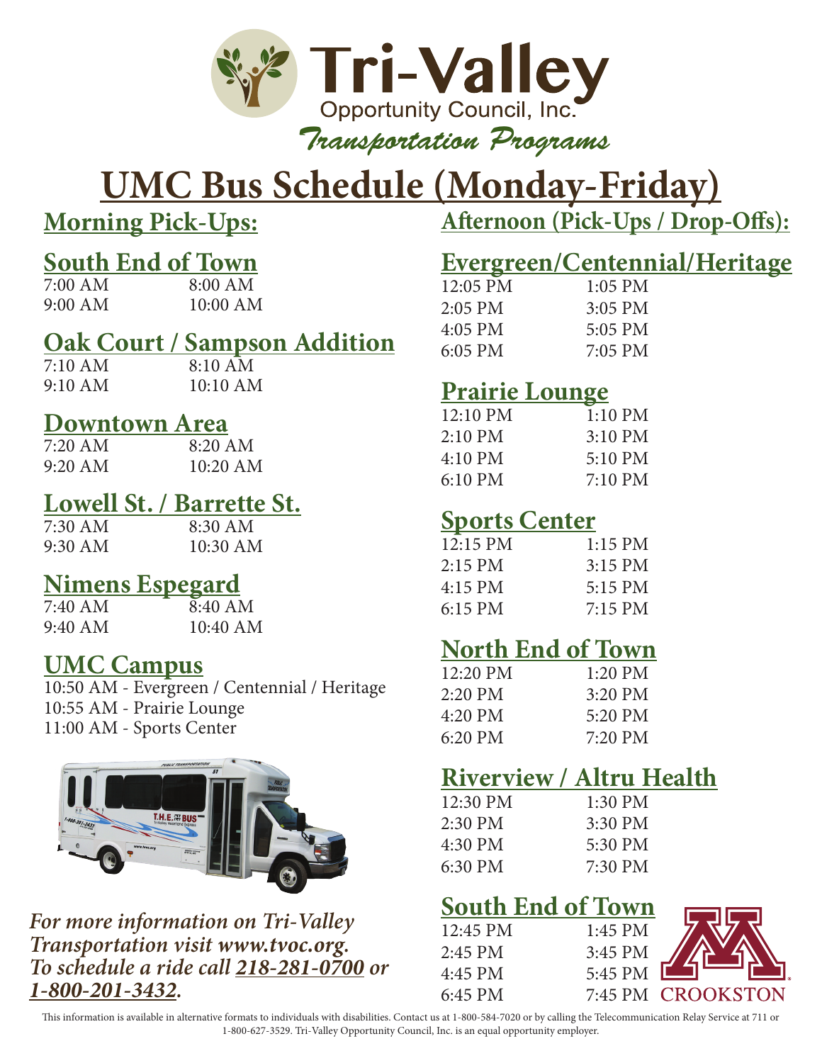# Tri-Valley Opportunity Council, Inc.

*Transportation Programs*

# UMC Bus Schedule (Monday-Friday)

## Morning Pick-Ups:

### South End of Town

| | |
|---|---|
| 7:00 AM | 8:00 AM |
| 9:00 AM | 10:00 AM |

### Oak Court / Sampson Addition

| | |
|---|---|
| 7:10 AM | 8:10 AM |
| 9:10 AM | 10:10 AM |

### Downtown Area

| | |
|---|---|
| 7:20 AM | 8:20 AM |
| 9:20 AM | 10:20 AM |

### Lowell St. / Barrette St.

| | |
|---|---|
| 7:30 AM | 8:30 AM |
| 9:30 AM | 10:30 AM |

### Nimens Espegard

| | |
|---|---|
| 7:40 AM | 8:40 AM |
| 9:40 AM | 10:40 AM |

### UMC Campus

10:50 AM - Evergreen / Centennial / Heritage
10:55 AM - Prairie Lounge
11:00 AM - Sports Center

## Afternoon (Pick-Ups / Drop-Offs):

### Evergreen/Centennial/Heritage

| | |
|---|---|
| 12:05 PM | 1:05 PM |
| 2:05 PM | 3:05 PM |
| 4:05 PM | 5:05 PM |
| 6:05 PM | 7:05 PM |

### Prairie Lounge

| | |
|---|---|
| 12:10 PM | 1:10 PM |
| 2:10 PM | 3:10 PM |
| 4:10 PM | 5:10 PM |
| 6:10 PM | 7:10 PM |

### Sports Center

| | |
|---|---|
| 12:15 PM | 1:15 PM |
| 2:15 PM | 3:15 PM |
| 4:15 PM | 5:15 PM |
| 6:15 PM | 7:15 PM |

### North End of Town

| | |
|---|---|
| 12:20 PM | 1:20 PM |
| 2:20 PM | 3:20 PM |
| 4:20 PM | 5:20 PM |
| 6:20 PM | 7:20 PM |

### Riverview / Altru Health

| | |
|---|---|
| 12:30 PM | 1:30 PM |
| 2:30 PM | 3:30 PM |
| 4:30 PM | 5:30 PM |
| 6:30 PM | 7:30 PM |

### South End of Town

| | |
|---|---|
| 12:45 PM | 1:45 PM |
| 2:45 PM | 3:45 PM |
| 4:45 PM | 5:45 PM |
| 6:45 PM | 7:45 PM |

CROOKSTON

***For more information on Tri-Valley Transportation visit www.tvoc.org. To schedule a ride call 218-281-0700 or 1-800-201-3432.***

This information is available in alternative formats to individuals with disabilities. Contact us at 1-800-584-7020 or by calling the Telecommunication Relay Service at 711 or 1-800-627-3529. Tri-Valley Opportunity Council, Inc. is an equal opportunity employer.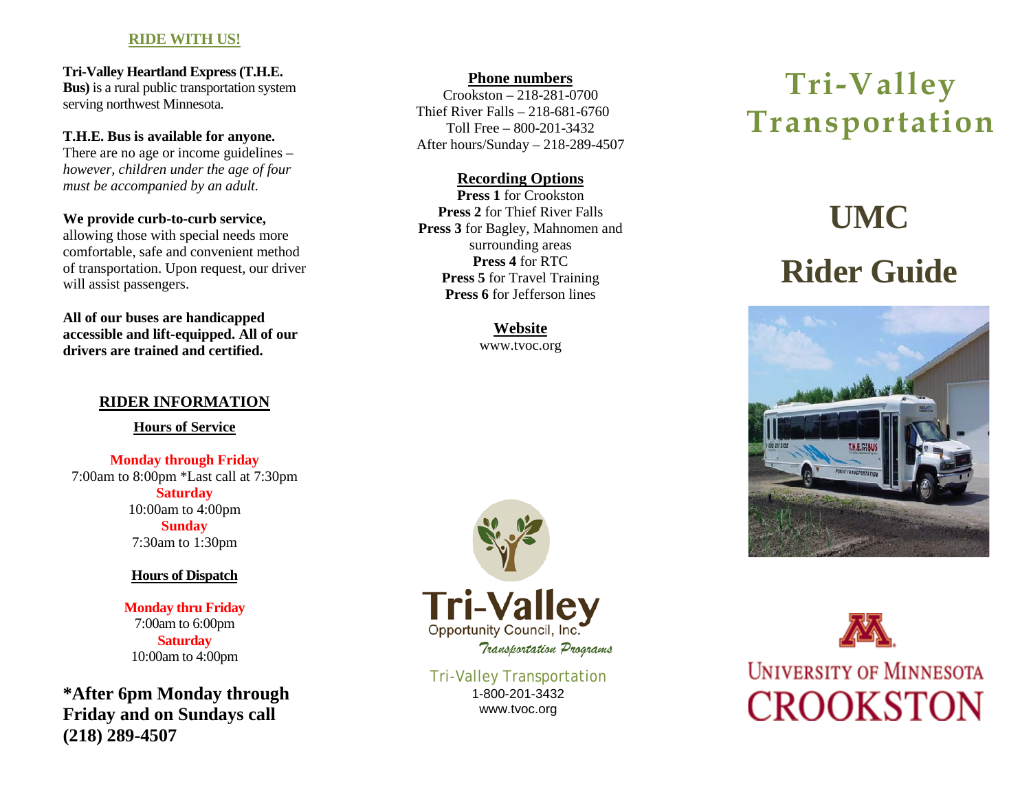## RIDE WITH US!

**Tri-Valley Heartland Express (T.H.E. Bus)** is a rural public transportation system serving northwest Minnesota.

**T.H.E. Bus is available for anyone.** There are no age or income guidelines – *however, children under the age of four must be accompanied by an adult.*

**We provide curb-to-curb service,** allowing those with special needs more comfortable, safe and convenient method of transportation. Upon request, our driver will assist passengers.

**All of our buses are handicapped accessible and lift-equipped. All of our drivers are trained and certified.**

## RIDER INFORMATION

### Hours of Service

**Monday through Friday**
7:00am to 8:00pm *Last call at 7:30pm
**Saturday**
10:00am to 4:00pm
**Sunday**
7:30am to 1:30pm

### Hours of Dispatch

**Monday thru Friday**
7:00am to 6:00pm
**Saturday**
10:00am to 4:00pm

**\*After 6pm Monday through Friday and on Sundays call (218) 289-4507**

### Phone numbers

Crookston – 218-281-0700
Thief River Falls – 218-681-6760
Toll Free – 800-201-3432
After hours/Sunday – 218-289-4507

### Recording Options

**Press 1** for Crookston
**Press 2** for Thief River Falls
**Press 3** for Bagley, Mahnomen and surrounding areas
**Press 4** for RTC
**Press 5** for Travel Training
**Press 6** for Jefferson lines

### Website

www.tvoc.org

Tri-Valley Opportunity Council, Inc.
*Transportation Programs*

Tri-Valley Transportation
1-800-201-3432
www.tvoc.org

# Tri-Valley Transportation

# UMC Rider Guide

UNIVERSITY OF MINNESOTA
CROOKSTON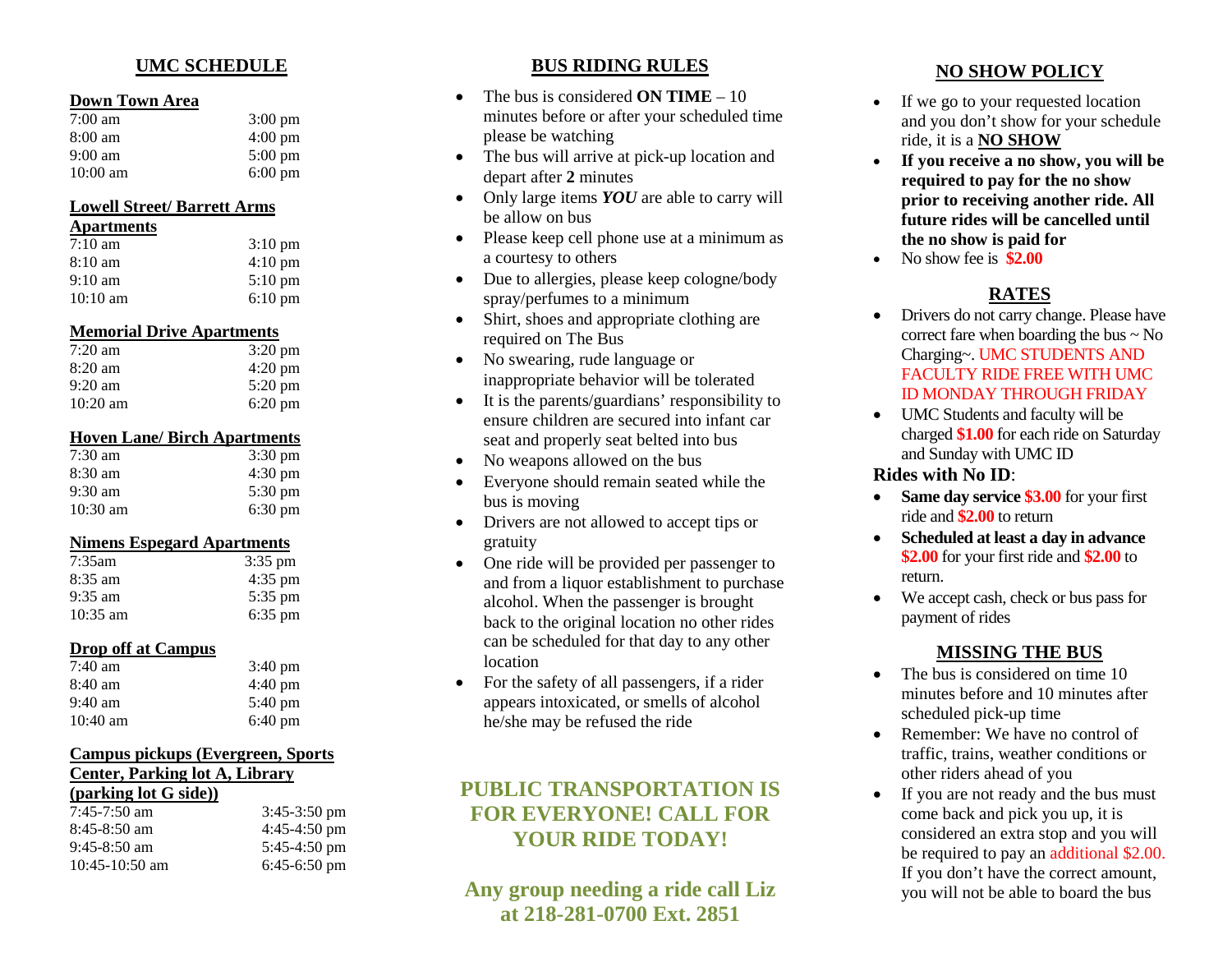## UMC SCHEDULE

**Down Town Area**

| | |
|---|---|
| 7:00 am | 3:00 pm |
| 8:00 am | 4:00 pm |
| 9:00 am | 5:00 pm |
| 10:00 am | 6:00 pm |

**Lowell Street/ Barrett Arms Apartments**

| | |
|---|---|
| 7:10 am | 3:10 pm |
| 8:10 am | 4:10 pm |
| 9:10 am | 5:10 pm |
| 10:10 am | 6:10 pm |

**Memorial Drive Apartments**

| | |
|---|---|
| 7:20 am | 3:20 pm |
| 8:20 am | 4:20 pm |
| 9:20 am | 5:20 pm |
| 10:20 am | 6:20 pm |

**Hoven Lane/ Birch Apartments**

| | |
|---|---|
| 7:30 am | 3:30 pm |
| 8:30 am | 4:30 pm |
| 9:30 am | 5:30 pm |
| 10:30 am | 6:30 pm |

**Nimens Espegard Apartments**

| | |
|---|---|
| 7:35am | 3:35 pm |
| 8:35 am | 4:35 pm |
| 9:35 am | 5:35 pm |
| 10:35 am | 6:35 pm |

**Drop off at Campus**

| | |
|---|---|
| 7:40 am | 3:40 pm |
| 8:40 am | 4:40 pm |
| 9:40 am | 5:40 pm |
| 10:40 am | 6:40 pm |

**Campus pickups (Evergreen, Sports Center, Parking lot A, Library (parking lot G side))**

| | |
|---|---|
| 7:45-7:50 am | 3:45-3:50 pm |
| 8:45-8:50 am | 4:45-4:50 pm |
| 9:45-8:50 am | 5:45-4:50 pm |
| 10:45-10:50 am | 6:45-6:50 pm |

## BUS RIDING RULES

- The bus is considered **ON TIME** – 10 minutes before or after your scheduled time please be watching
- The bus will arrive at pick-up location and depart after **2** minutes
- Only large items ***YOU*** are able to carry will be allow on bus
- Please keep cell phone use at a minimum as a courtesy to others
- Due to allergies, please keep cologne/body spray/perfumes to a minimum
- Shirt, shoes and appropriate clothing are required on The Bus
- No swearing, rude language or inappropriate behavior will be tolerated
- It is the parents/guardians' responsibility to ensure children are secured into infant car seat and properly seat belted into bus
- No weapons allowed on the bus
- Everyone should remain seated while the bus is moving
- Drivers are not allowed to accept tips or gratuity
- One ride will be provided per passenger to and from a liquor establishment to purchase alcohol. When the passenger is brought back to the original location no other rides can be scheduled for that day to any other location
- For the safety of all passengers, if a rider appears intoxicated, or smells of alcohol he/she may be refused the ride

**PUBLIC TRANSPORTATION IS FOR EVERYONE! CALL FOR YOUR RIDE TODAY!**

**Any group needing a ride call Liz at 218-281-0700 Ext. 2851**

## NO SHOW POLICY

- If we go to your requested location and you don't show for your schedule ride, it is a **NO SHOW**
- **If you receive a no show, you will be required to pay for the no show prior to receiving another ride. All future rides will be cancelled until the no show is paid for**
- No show fee is **$2.00**

## RATES

- Drivers do not carry change. Please have correct fare when boarding the bus ~ No Charging~. UMC STUDENTS AND FACULTY RIDE FREE WITH UMC ID MONDAY THROUGH FRIDAY
- UMC Students and faculty will be charged **$1.00** for each ride on Saturday and Sunday with UMC ID

**Rides with No ID**:

- **Same day service $3.00** for your first ride and **$2.00** to return
- **Scheduled at least a day in advance $2.00** for your first ride and **$2.00** to return.
- We accept cash, check or bus pass for payment of rides

## MISSING THE BUS

- The bus is considered on time 10 minutes before and 10 minutes after scheduled pick-up time
- Remember: We have no control of traffic, trains, weather conditions or other riders ahead of you
- If you are not ready and the bus must come back and pick you up, it is considered an extra stop and you will be required to pay an additional $2.00. If you don't have the correct amount, you will not be able to board the bus